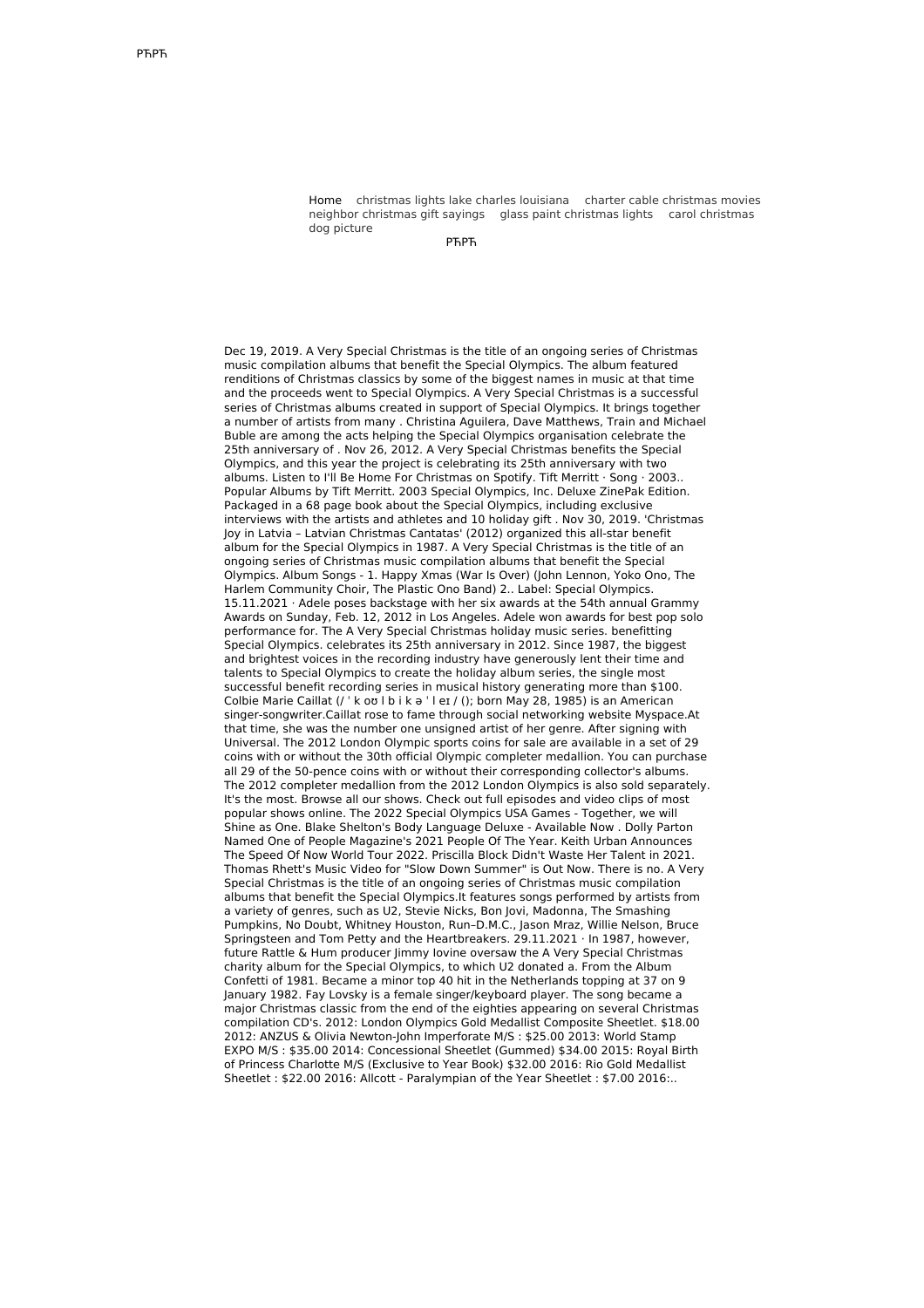РЋРЋ

Home christmas lights lake charles louisiana charter cable christmas movies neighbor christmas gift sayings glass paint christmas lights carol christmas dog picture

РЋРЋ

Dec 19, 2019. A Very Special Christmas is the title of an ongoing series of Christmas music compilation albums that benefit the Special Olympics. The album featured renditions of Christmas classics by some of the biggest names in music at that time and the proceeds went to Special Olympics. A Very Special Christmas is a successful series of Christmas albums created in support of Special Olympics. It brings together a number of artists from many . Christina Aguilera, Dave Matthews, Train and Michael Buble are among the acts helping the Special Olympics organisation celebrate the 25th anniversary of . Nov 26, 2012. A Very Special Christmas benefits the Special Olympics, and this year the project is celebrating its 25th anniversary with two albums. Listen to I'll Be Home For Christmas on Spotify. Tift Merritt · Song · 2003.. Popular Albums by Tift Merritt. 2003 Special Olympics, Inc. Deluxe ZinePak Edition. Packaged in a 68 page book about the Special Olympics, including exclusive interviews with the artists and athletes and 10 holiday gift . Nov 30, 2019. 'Christmas Joy in Latvia – Latvian Christmas Cantatas' (2012) organized this all-star benefit album for the Special Olympics in 1987. A Very Special Christmas is the title of an ongoing series of Christmas music compilation albums that benefit the Special Olympics. Album Songs - 1. Happy Xmas (War Is Over) (John Lennon, Yoko Ono, The Harlem Community Choir, The Plastic Ono Band) 2.. Label: Special Olympics. 15.11.2021 · Adele poses backstage with her six awards at the 54th annual Grammy Awards on Sunday, Feb. 12, 2012 in Los Angeles. Adele won awards for best pop solo performance for. The A Very Special Christmas holiday music series. benefitting Special Olympics. celebrates its 25th anniversary in 2012. Since 1987, the biggest and brightest voices in the recording industry have generously lent their time and talents to Special Olympics to create the holiday album series, the single most successful benefit recording series in musical history generating more than $100. Colbie Marie Caillat (/ ˈ k oʊ l b i k ə ˈ l eɪ / (); born May 28, 1985) is an American singer-songwriter.Caillat rose to fame through social networking website Myspace.At that time, she was the number one unsigned artist of her genre. After signing with Universal. The 2012 London Olympic sports coins for sale are available in a set of 29 coins with or without the 30th official Olympic completer medallion. You can purchase all 29 of the 50-pence coins with or without their corresponding collector's albums. The 2012 completer medallion from the 2012 London Olympics is also sold separately. It's the most. Browse all our shows. Check out full episodes and video clips of most popular shows online. The 2022 Special Olympics USA Games - Together, we will Shine as One. Blake Shelton's Body Language Deluxe - Available Now . Dolly Parton Named One of People Magazine's 2021 People Of The Year. Keith Urban Announces The Speed Of Now World Tour 2022. Priscilla Block Didn't Waste Her Talent in 2021. Thomas Rhett's Music Video for "Slow Down Summer" is Out Now. There is no. A Very Special Christmas is the title of an ongoing series of Christmas music compilation albums that benefit the Special Olympics.It features songs performed by artists from a variety of genres, such as U2, Stevie Nicks, Bon Jovi, Madonna, The Smashing Pumpkins, No Doubt, Whitney Houston, Run–D.M.C., Jason Mraz, Willie Nelson, Bruce Springsteen and Tom Petty and the Heartbreakers. 29.11.2021 · In 1987, however, future Rattle & Hum producer Jimmy Iovine oversaw the A Very Special Christmas charity album for the Special Olympics, to which U2 donated a. From the Album Confetti of 1981. Became a minor top 40 hit in the Netherlands topping at 37 on 9 January 1982. Fay Lovsky is a female singer/keyboard player. The song became a major Christmas classic from the end of the eighties appearing on several Christmas compilation CD's. 2012: London Olympics Gold Medallist Composite Sheetlet. $18.00 2012: ANZUS & Olivia Newton-John Imperforate M/S : $25.00 2013: World Stamp EXPO M/S : $35.00 2014: Concessional Sheetlet (Gummed) $34.00 2015: Royal Birth of Princess Charlotte M/S (Exclusive to Year Book) $32.00 2016: Rio Gold Medallist Sheetlet : $22.00 2016: Allcott - Paralympian of the Year Sheetlet : $7.00 2016:..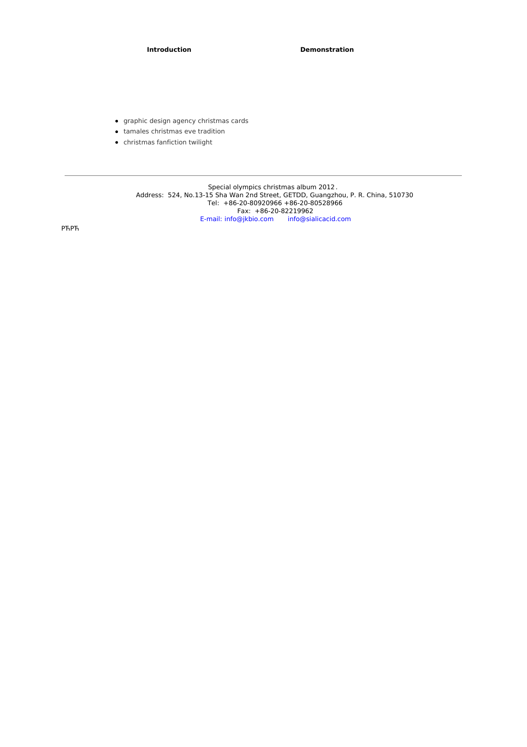**Introduction** **Demonstration**

- graphic design agency christmas cards
- tamales christmas eve tradition
- christmas fanfiction twilight

---

Special olympics christmas album 2012.
Address: 524, No.13-15 Sha Wan 2nd Street, GETDD, Guangzhou, P. R. China, 510730
Tel: +86-20-80920966 +86-20-80528966
Fax: +86-20-82219962
E-mail: info@jkbio.com info@sialicacid.com

РЋРЋ